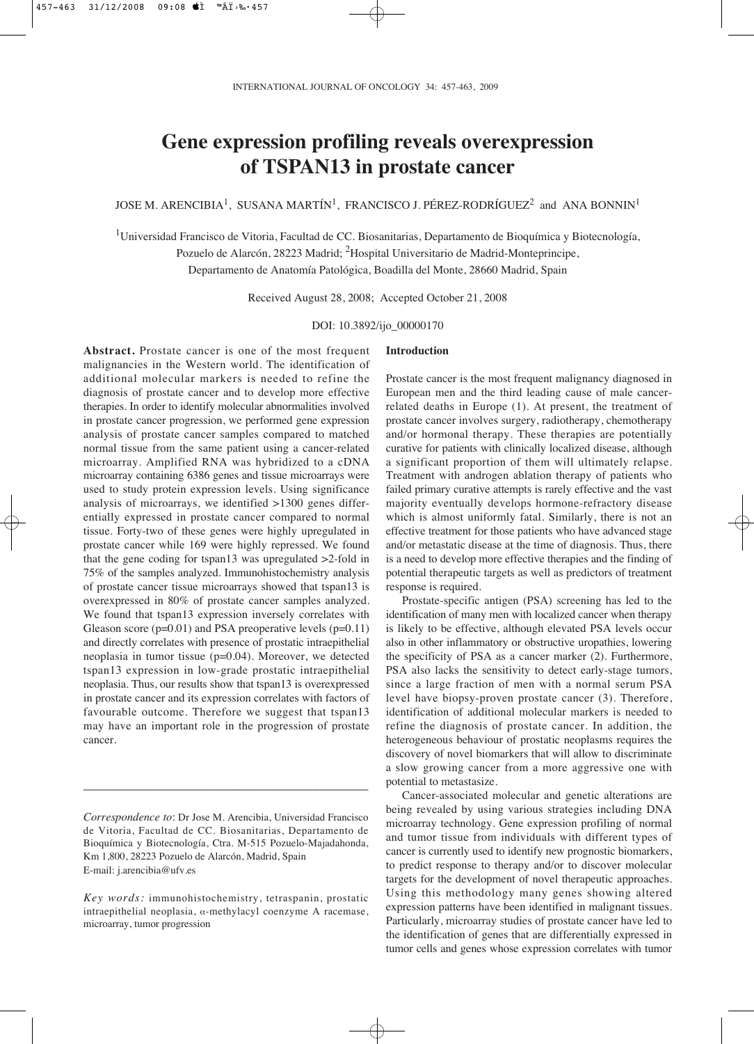# Gene expression profiling reveals overexpression of TSPAN13 in prostate cancer

JOSE M. ARENCIBIA[1], SUSANA MARTÍN[1], FRANCISCO J. PÉREZ-RODRÍGUEZ[2] and ANA BONNIN[1]

[1]Universidad Francisco de Vitoria, Facultad de CC. Biosanitarias, Departamento de Bioquímica y Biotecnología, Pozuelo de Alarcón, 28223 Madrid; [2]Hospital Universitario de Madrid-Monteprincipe, Departamento de Anatomía Patológica, Boadilla del Monte, 28660 Madrid, Spain

Received August 28, 2008; Accepted October 21, 2008

DOI: 10.3892/ijo_00000170

**Abstract.** Prostate cancer is one of the most frequent malignancies in the Western world. The identification of additional molecular markers is needed to refine the diagnosis of prostate cancer and to develop more effective therapies. In order to identify molecular abnormalities involved in prostate cancer progression, we performed gene expression analysis of prostate cancer samples compared to matched normal tissue from the same patient using a cancer-related microarray. Amplified RNA was hybridized to a cDNA microarray containing 6386 genes and tissue microarrays were used to study protein expression levels. Using significance analysis of microarrays, we identified >1300 genes differentially expressed in prostate cancer compared to normal tissue. Forty-two of these genes were highly upregulated in prostate cancer while 169 were highly repressed. We found that the gene coding for tspan13 was upregulated >2-fold in 75% of the samples analyzed. Immunohistochemistry analysis of prostate cancer tissue microarrays showed that tspan13 is overexpressed in 80% of prostate cancer samples analyzed. We found that tspan13 expression inversely correlates with Gleason score ($p=0.01$) and PSA preoperative levels ($p=0.11$) and directly correlates with presence of prostatic intraepithelial neoplasia in tumor tissue ($p=0.04$). Moreover, we detected tspan13 expression in low-grade prostatic intraepithelial neoplasia. Thus, our results show that tspan13 is overexpressed in prostate cancer and its expression correlates with factors of favourable outcome. Therefore we suggest that tspan13 may have an important role in the progression of prostate cancer.

*Correspondence to*: Dr Jose M. Arencibia, Universidad Francisco de Vitoria, Facultad de CC. Biosanitarias, Departamento de Bioquímica y Biotecnología, Ctra. M-515 Pozuelo-Majadahonda, Km 1,800, 28223 Pozuelo de Alarcón, Madrid, Spain
E-mail: j.arencibia@ufv.es

*Key words:* immunohistochemistry, tetraspanin, prostatic intraepithelial neoplasia, α-methylacyl coenzyme A racemase, microarray, tumor progression

## Introduction

Prostate cancer is the most frequent malignancy diagnosed in European men and the third leading cause of male cancer-related deaths in Europe (1). At present, the treatment of prostate cancer involves surgery, radiotherapy, chemotherapy and/or hormonal therapy. These therapies are potentially curative for patients with clinically localized disease, although a significant proportion of them will ultimately relapse. Treatment with androgen ablation therapy of patients who failed primary curative attempts is rarely effective and the vast majority eventually develops hormone-refractory disease which is almost uniformly fatal. Similarly, there is not an effective treatment for those patients who have advanced stage and/or metastatic disease at the time of diagnosis. Thus, there is a need to develop more effective therapies and the finding of potential therapeutic targets as well as predictors of treatment response is required.

Prostate-specific antigen (PSA) screening has led to the identification of many men with localized cancer when therapy is likely to be effective, although elevated PSA levels occur also in other inflammatory or obstructive uropathies, lowering the specificity of PSA as a cancer marker (2). Furthermore, PSA also lacks the sensitivity to detect early-stage tumors, since a large fraction of men with a normal serum PSA level have biopsy-proven prostate cancer (3). Therefore, identification of additional molecular markers is needed to refine the diagnosis of prostate cancer. In addition, the heterogeneous behaviour of prostatic neoplasms requires the discovery of novel biomarkers that will allow to discriminate a slow growing cancer from a more aggressive one with potential to metastasize.

Cancer-associated molecular and genetic alterations are being revealed by using various strategies including DNA microarray technology. Gene expression profiling of normal and tumor tissue from individuals with different types of cancer is currently used to identify new prognostic biomarkers, to predict response to therapy and/or to discover molecular targets for the development of novel therapeutic approaches. Using this methodology many genes showing altered expression patterns have been identified in malignant tissues. Particularly, microarray studies of prostate cancer have led to the identification of genes that are differentially expressed in tumor cells and genes whose expression correlates with tumor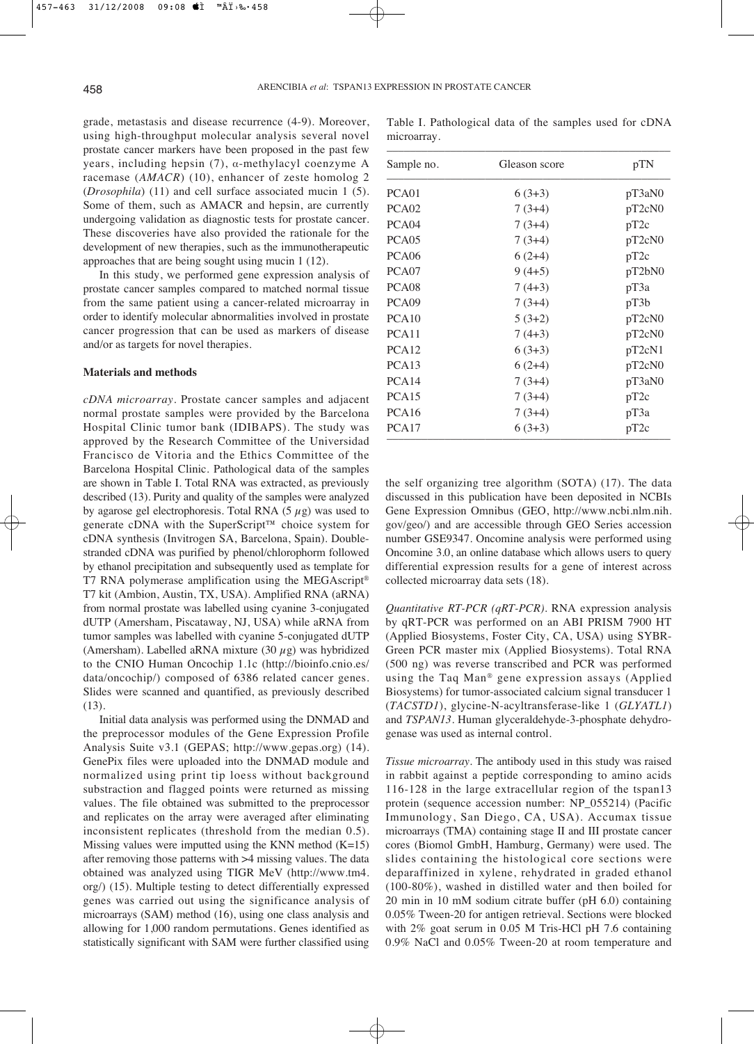grade, metastasis and disease recurrence (4-9). Moreover, using high-throughput molecular analysis several novel prostate cancer markers have been proposed in the past few years, including hepsin (7), α-methylacyl coenzyme A racemase (*AMACR*) (10), enhancer of zeste homolog 2 (*Drosophila*) (11) and cell surface associated mucin 1 (5). Some of them, such as AMACR and hepsin, are currently undergoing validation as diagnostic tests for prostate cancer. These discoveries have also provided the rationale for the development of new therapies, such as the immunotherapeutic approaches that are being sought using mucin 1 (12).

In this study, we performed gene expression analysis of prostate cancer samples compared to matched normal tissue from the same patient using a cancer-related microarray in order to identify molecular abnormalities involved in prostate cancer progression that can be used as markers of disease and/or as targets for novel therapies.

## Materials and methods

*cDNA microarray.* Prostate cancer samples and adjacent normal prostate samples were provided by the Barcelona Hospital Clinic tumor bank (IDIBAPS). The study was approved by the Research Committee of the Universidad Francisco de Vitoria and the Ethics Committee of the Barcelona Hospital Clinic. Pathological data of the samples are shown in Table I. Total RNA was extracted, as previously described (13). Purity and quality of the samples were analyzed by agarose gel electrophoresis. Total RNA (5 $\mu$g) was used to generate cDNA with the SuperScript™ choice system for cDNA synthesis (Invitrogen SA, Barcelona, Spain). Double-stranded cDNA was purified by phenol/chlorophorm followed by ethanol precipitation and subsequently used as template for T7 RNA polymerase amplification using the MEGAscript® T7 kit (Ambion, Austin, TX, USA). Amplified RNA (aRNA) from normal prostate was labelled using cyanine 3-conjugated dUTP (Amersham, Piscataway, NJ, USA) while aRNA from tumor samples was labelled with cyanine 5-conjugated dUTP (Amersham). Labelled aRNA mixture (30 $\mu$g) was hybridized to the CNIO Human Oncochip 1.1c (http://bioinfo.cnio.es/data/oncochip/) composed of 6386 related cancer genes. Slides were scanned and quantified, as previously described (13).

Initial data analysis was performed using the DNMAD and the preprocessor modules of the Gene Expression Profile Analysis Suite v3.1 (GEPAS; http://www.gepas.org) (14). GenePix files were uploaded into the DNMAD module and normalized using print tip loess without background substraction and flagged points were returned as missing values. The file obtained was submitted to the preprocessor and replicates on the array were averaged after eliminating inconsistent replicates (threshold from the median 0.5). Missing values were imputted using the KNN method (K=15) after removing those patterns with >4 missing values. The data obtained was analyzed using TIGR MeV (http://www.tm4.org/) (15). Multiple testing to detect differentially expressed genes was carried out using the significance analysis of microarrays (SAM) method (16), using one class analysis and allowing for 1,000 random permutations. Genes identified as statistically significant with SAM were further classified using the self organizing tree algorithm (SOTA) (17). The data discussed in this publication have been deposited in NCBIs Gene Expression Omnibus (GEO, http://www.ncbi.nlm.nih.gov/geo/) and are accessible through GEO Series accession number GSE9347. Oncomine analysis were performed using Oncomine 3.0, an online database which allows users to query differential expression results for a gene of interest across collected microarray data sets (18).

Table I. Pathological data of the samples used for cDNA microarray.

| Sample no. | Gleason score | pTN |
|---|---|---|
| PCA01 | 6 (3+3) | pT3aN0 |
| PCA02 | 7 (3+4) | pT2cN0 |
| PCA04 | 7 (3+4) | pT2c |
| PCA05 | 7 (3+4) | pT2cN0 |
| PCA06 | 6 (2+4) | pT2c |
| PCA07 | 9 (4+5) | pT2bN0 |
| PCA08 | 7 (4+3) | pT3a |
| PCA09 | 7 (3+4) | pT3b |
| PCA10 | 5 (3+2) | pT2cN0 |
| PCA11 | 7 (4+3) | pT2cN0 |
| PCA12 | 6 (3+3) | pT2cN1 |
| PCA13 | 6 (2+4) | pT2cN0 |
| PCA14 | 7 (3+4) | pT3aN0 |
| PCA15 | 7 (3+4) | pT2c |
| PCA16 | 7 (3+4) | pT3a |
| PCA17 | 6 (3+3) | pT2c |

*Quantitative RT-PCR (qRT-PCR).* RNA expression analysis by qRT-PCR was performed on an ABI PRISM 7900 HT (Applied Biosystems, Foster City, CA, USA) using SYBR-Green PCR master mix (Applied Biosystems). Total RNA (500 ng) was reverse transcribed and PCR was performed using the Taq Man® gene expression assays (Applied Biosystems) for tumor-associated calcium signal transducer 1 (*TACSTD1*), glycine-N-acyltransferase-like 1 (*GLYATL1*) and *TSPAN13*. Human glyceraldehyde-3-phosphate dehydrogenase was used as internal control.

*Tissue microarray.* The antibody used in this study was raised in rabbit against a peptide corresponding to amino acids 116-128 in the large extracellular region of the tspan13 protein (sequence accession number: NP_055214) (Pacific Immunology, San Diego, CA, USA). Accumax tissue microarrays (TMA) containing stage II and III prostate cancer cores (Biomol GmbH, Hamburg, Germany) were used. The slides containing the histological core sections were deparaffinized in xylene, rehydrated in graded ethanol (100-80%), washed in distilled water and then boiled for 20 min in 10 mM sodium citrate buffer (pH 6.0) containing 0.05% Tween-20 for antigen retrieval. Sections were blocked with 2% goat serum in 0.05 M Tris-HCl pH 7.6 containing 0.9% NaCl and 0.05% Tween-20 at room temperature and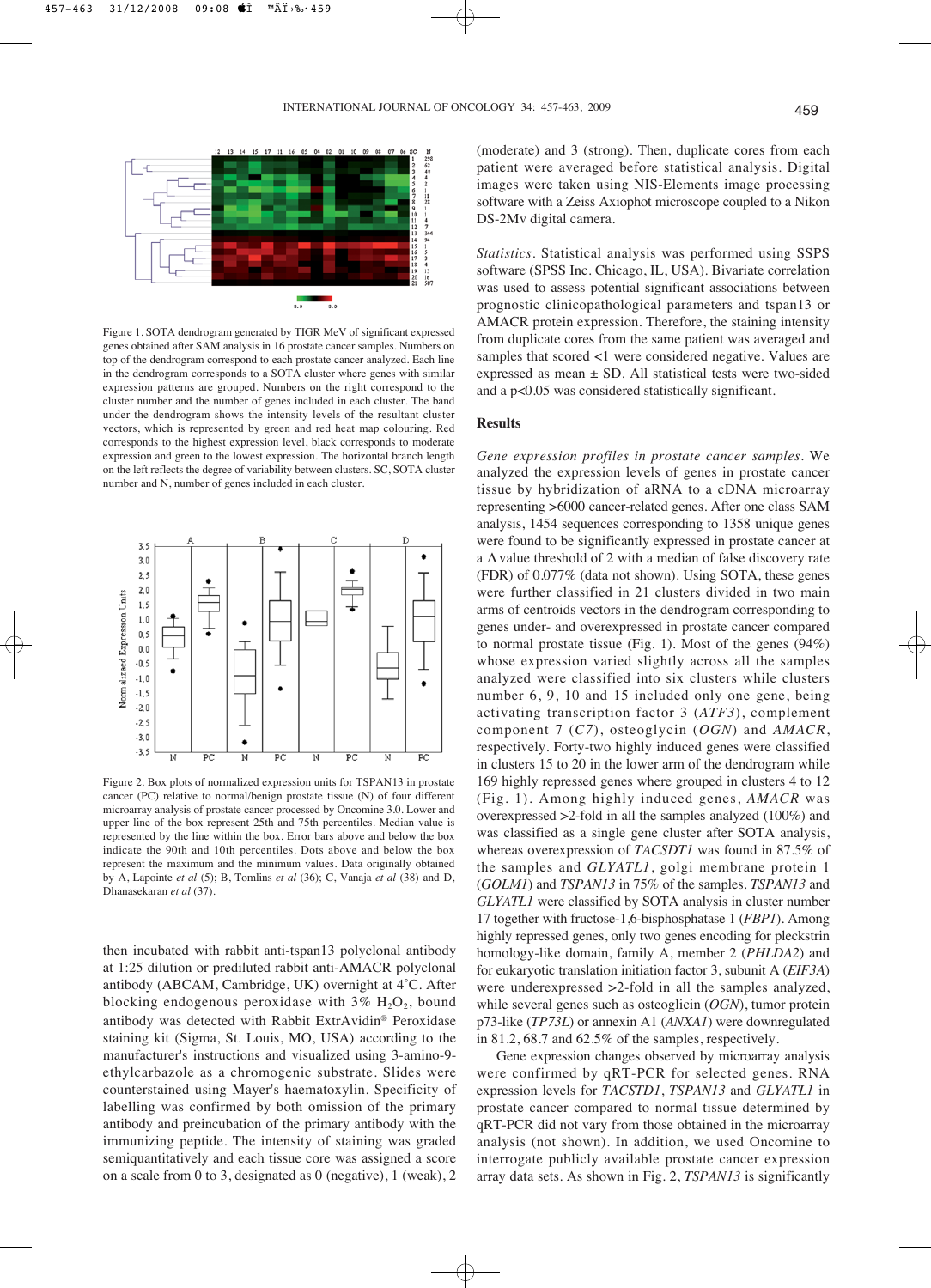Figure 1. SOTA dendrogram generated by TIGR MeV of significant expressed genes obtained after SAM analysis in 16 prostate cancer samples. Numbers on top of the dendrogram correspond to each prostate cancer analyzed. Each line in the dendrogram corresponds to a SOTA cluster where genes with similar expression patterns are grouped. Numbers on the right correspond to the cluster number and the number of genes included in each cluster. The band under the dendrogram shows the intensity levels of the resultant cluster vectors, which is represented by green and red heat map colouring. Red corresponds to the highest expression level, black corresponds to moderate expression and green to the lowest expression. The horizontal branch length on the left reflects the degree of variability between clusters. SC, SOTA cluster number and N, number of genes included in each cluster.

Figure 2. Box plots of normalized expression units for TSPAN13 in prostate cancer (PC) relative to normal/benign prostate tissue (N) of four different microarray analysis of prostate cancer processed by Oncomine 3.0. Lower and upper line of the box represent 25th and 75th percentiles. Median value is represented by the line within the box. Error bars above and below the box indicate the 90th and 10th percentiles. Dots above and below the box represent the maximum and the minimum values. Data originally obtained by A, Lapointe *et al* (5); B, Tomlins *et al* (36); C, Vanaja *et al* (38) and D, Dhanasekaran *et al* (37).

then incubated with rabbit anti-tspan13 polyclonal antibody at 1:25 dilution or prediluted rabbit anti-AMACR polyclonal antibody (ABCAM, Cambridge, UK) overnight at 4˚C. After blocking endogenous peroxidase with 3% $H_2O_2$, bound antibody was detected with Rabbit ExtrAvidin® Peroxidase staining kit (Sigma, St. Louis, MO, USA) according to the manufacturer's instructions and visualized using 3-amino-9-ethylcarbazole as a chromogenic substrate. Slides were counterstained using Mayer's haematoxylin. Specificity of labelling was confirmed by both omission of the primary antibody and preincubation of the primary antibody with the immunizing peptide. The intensity of staining was graded semiquantitatively and each tissue core was assigned a score on a scale from 0 to 3, designated as 0 (negative), 1 (weak), 2 (moderate) and 3 (strong). Then, duplicate cores from each patient were averaged before statistical analysis. Digital images were taken using NIS-Elements image processing software with a Zeiss Axiophot microscope coupled to a Nikon DS-2Mv digital camera.

*Statistics*. Statistical analysis was performed using SSPS software (SPSS Inc. Chicago, IL, USA). Bivariate correlation was used to assess potential significant associations between prognostic clinicopathological parameters and tspan13 or AMACR protein expression. Therefore, the staining intensity from duplicate cores from the same patient was averaged and samples that scored <1 were considered negative. Values are expressed as mean ± SD. All statistical tests were two-sided and a $p<0.05$ was considered statistically significant.

## Results

*Gene expression profiles in prostate cancer samples*. We analyzed the expression levels of genes in prostate cancer tissue by hybridization of aRNA to a cDNA microarray representing >6000 cancer-related genes. After one class SAM analysis, 1454 sequences corresponding to 1358 unique genes were found to be significantly expressed in prostate cancer at a $\Delta$ value threshold of 2 with a median of false discovery rate (FDR) of 0.077% (data not shown). Using SOTA, these genes were further classified in 21 clusters divided in two main arms of centroids vectors in the dendrogram corresponding to genes under- and overexpressed in prostate cancer compared to normal prostate tissue (Fig. 1). Most of the genes (94%) whose expression varied slightly across all the samples analyzed were classified into six clusters while clusters number 6, 9, 10 and 15 included only one gene, being activating transcription factor 3 (*ATF3*), complement component 7 (*C7*), osteoglycin (*OGN*) and *AMACR*, respectively. Forty-two highly induced genes were classified in clusters 15 to 20 in the lower arm of the dendrogram while 169 highly repressed genes where grouped in clusters 4 to 12 (Fig. 1). Among highly induced genes, *AMACR* was overexpressed >2-fold in all the samples analyzed (100%) and was classified as a single gene cluster after SOTA analysis, whereas overexpression of *TACSDT1* was found in 87.5% of the samples and *GLYATL1*, golgi membrane protein 1 (*GOLM1*) and *TSPAN13* in 75% of the samples. *TSPAN13* and *GLYATL1* were classified by SOTA analysis in cluster number 17 together with fructose-1,6-bisphosphatase 1 (*FBP1*). Among highly repressed genes, only two genes encoding for pleckstrin homology-like domain, family A, member 2 (*PHLDA2*) and for eukaryotic translation initiation factor 3, subunit A (*EIF3A*) were underexpressed >2-fold in all the samples analyzed, while several genes such as osteoglicin (*OGN*), tumor protein p73-like (*TP73L*) or annexin A1 (*ANXA1*) were downregulated in 81.2, 68.7 and 62.5% of the samples, respectively.

Gene expression changes observed by microarray analysis were confirmed by qRT-PCR for selected genes. RNA expression levels for *TACSTD1*, *TSPAN13* and *GLYATL1* in prostate cancer compared to normal tissue determined by qRT-PCR did not vary from those obtained in the microarray analysis (not shown). In addition, we used Oncomine to interrogate publicly available prostate cancer expression array data sets. As shown in Fig. 2, *TSPAN13* is significantly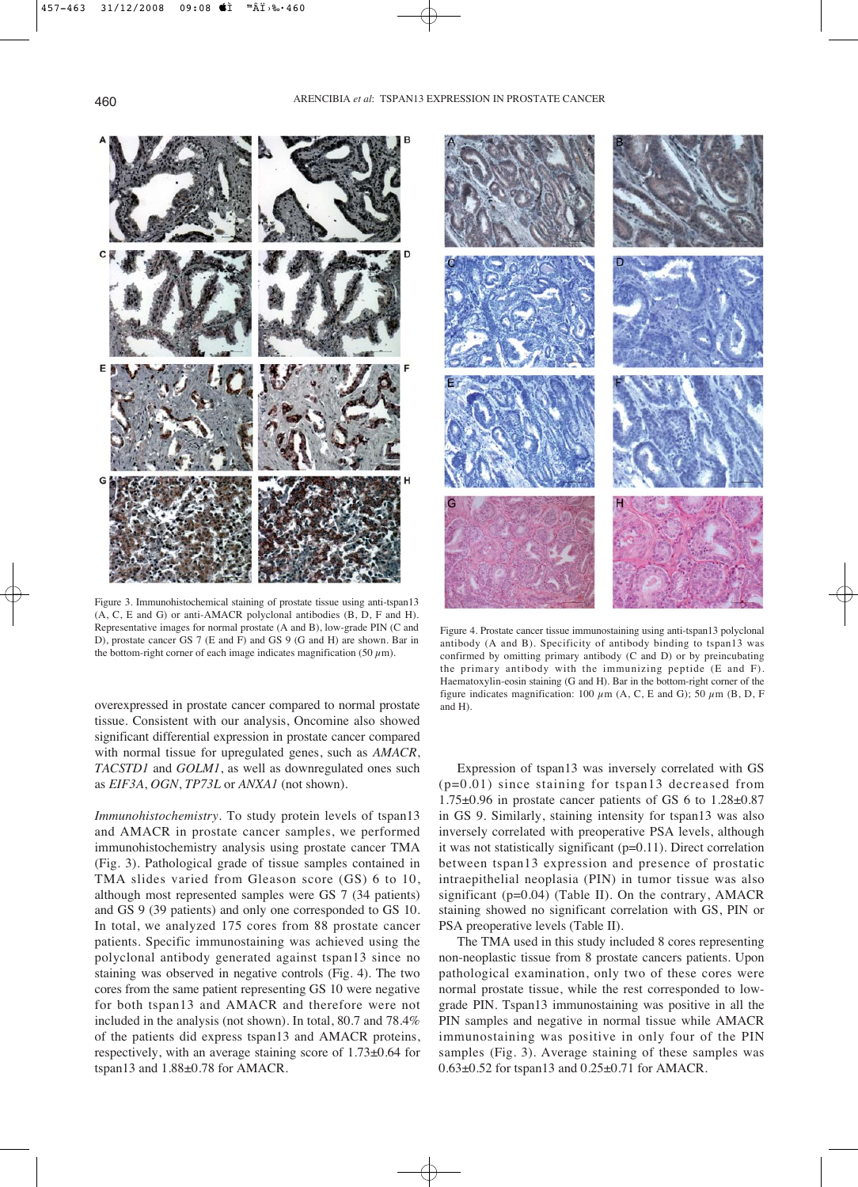Figure 3. Immunohistochemical staining of prostate tissue using anti-tspan13 (A, C, E and G) or anti-AMACR polyclonal antibodies (B, D, F and H). Representative images for normal prostate (A and B), low-grade PIN (C and D), prostate cancer GS 7 (E and F) and GS 9 (G and H) are shown. Bar in the bottom-right corner of each image indicates magnification (50 $\mu$m).

Figure 4. Prostate cancer tissue immunostaining using anti-tspan13 polyclonal antibody (A and B). Specificity of antibody binding to tspan13 was confirmed by omitting primary antibody (C and D) or by preincubating the primary antibody with the immunizing peptide (E and F). Haematoxylin-eosin staining (G and H). Bar in the bottom-right corner of the figure indicates magnification: 100 $\mu$m (A, C, E and G); 50 $\mu$m (B, D, F and H).

overexpressed in prostate cancer compared to normal prostate tissue. Consistent with our analysis, Oncomine also showed significant differential expression in prostate cancer compared with normal tissue for upregulated genes, such as *AMACR*, *TACSTD1* and *GOLM1*, as well as downregulated ones such as *EIF3A*, *OGN*, *TP73L* or *ANXA1* (not shown).

*Immunohistochemistry*. To study protein levels of tspan13 and AMACR in prostate cancer samples, we performed immunohistochemistry analysis using prostate cancer TMA (Fig. 3). Pathological grade of tissue samples contained in TMA slides varied from Gleason score (GS) 6 to 10, although most represented samples were GS 7 (34 patients) and GS 9 (39 patients) and only one corresponded to GS 10. In total, we analyzed 175 cores from 88 prostate cancer patients. Specific immunostaining was achieved using the polyclonal antibody generated against tspan13 since no staining was observed in negative controls (Fig. 4). The two cores from the same patient representing GS 10 were negative for both tspan13 and AMACR and therefore were not included in the analysis (not shown). In total, 80.7 and 78.4% of the patients did express tspan13 and AMACR proteins, respectively, with an average staining score of 1.73±0.64 for tspan13 and 1.88±0.78 for AMACR.

Expression of tspan13 was inversely correlated with GS ($p=0.01$) since staining for tspan13 decreased from 1.75±0.96 in prostate cancer patients of GS 6 to 1.28±0.87 in GS 9. Similarly, staining intensity for tspan13 was also inversely correlated with preoperative PSA levels, although it was not statistically significant ($p=0.11$). Direct correlation between tspan13 expression and presence of prostatic intraepithelial neoplasia (PIN) in tumor tissue was also significant ($p=0.04$) (Table II). On the contrary, AMACR staining showed no significant correlation with GS, PIN or PSA preoperative levels (Table II).

The TMA used in this study included 8 cores representing non-neoplastic tissue from 8 prostate cancers patients. Upon pathological examination, only two of these cores were normal prostate tissue, while the rest corresponded to low-grade PIN. Tspan13 immunostaining was positive in all the PIN samples and negative in normal tissue while AMACR immunostaining was positive in only four of the PIN samples (Fig. 3). Average staining of these samples was 0.63±0.52 for tspan13 and 0.25±0.71 for AMACR.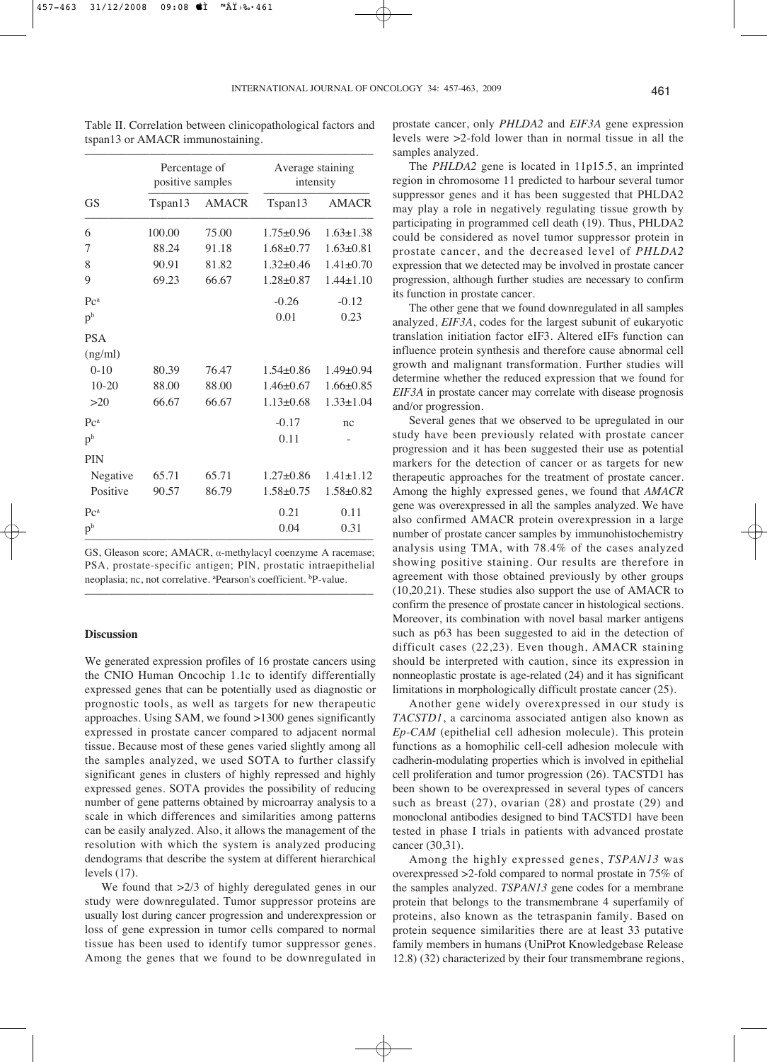Table II. Correlation between clinicopathological factors and tspan13 or AMACR immunostaining.

| GS | Percentage of positive samples | | Average staining intensity | |
|---|---|---|---|---|
| | Tspan13 | AMACR | Tspan13 | AMACR |
| 6 | 100.00 | 75.00 | 1.75±0.96 | 1.63±1.38 |
| 7 | 88.24 | 91.18 | 1.68±0.77 | 1.63±0.81 |
| 8 | 90.91 | 81.82 | 1.32±0.46 | 1.41±0.70 |
| 9 | 69.23 | 66.67 | 1.28±0.87 | 1.44±1.10 |
| Pc[a] | | | -0.26 | -0.12 |
| p[b] | | | 0.01 | 0.23 |
| PSA (ng/ml) | | | | |
| 0-10 | 80.39 | 76.47 | 1.54±0.86 | 1.49±0.94 |
| 10-20 | 88.00 | 88.00 | 1.46±0.67 | 1.66±0.85 |
| >20 | 66.67 | 66.67 | 1.13±0.68 | 1.33±1.04 |
| Pc[a] | | | -0.17 | nc |
| p[b] | | | 0.11 | - |
| PIN | | | | |
| Negative | 65.71 | 65.71 | 1.27±0.86 | 1.41±1.12 |
| Positive | 90.57 | 86.79 | 1.58±0.75 | 1.58±0.82 |
| Pc[a] | | | 0.21 | 0.11 |
| p[b] | | | 0.04 | 0.31 |

GS, Gleason score; AMACR, α-methylacyl coenzyme A racemase; PSA, prostate-specific antigen; PIN, prostatic intraepithelial neoplasia; nc, not correlative. [a]Pearson's coefficient. [b]P-value.

## Discussion

We generated expression profiles of 16 prostate cancers using the CNIO Human Oncochip 1.1c to identify differentially expressed genes that can be potentially used as diagnostic or prognostic tools, as well as targets for new therapeutic approaches. Using SAM, we found >1300 genes significantly expressed in prostate cancer compared to adjacent normal tissue. Because most of these genes varied slightly among all the samples analyzed, we used SOTA to further classify significant genes in clusters of highly repressed and highly expressed genes. SOTA provides the possibility of reducing number of gene patterns obtained by microarray analysis to a scale in which differences and similarities among patterns can be easily analyzed. Also, it allows the management of the resolution with which the system is analyzed producing dendograms that describe the system at different hierarchical levels (17).

We found that >2/3 of highly deregulated genes in our study were downregulated. Tumor suppressor proteins are usually lost during cancer progression and underexpression or loss of gene expression in tumor cells compared to normal tissue has been used to identify tumor suppressor genes. Among the genes that we found to be downregulated in prostate cancer, only *PHLDA2* and *EIF3A* gene expression levels were >2-fold lower than in normal tissue in all the samples analyzed.

The *PHLDA2* gene is located in 11p15.5, an imprinted region in chromosome 11 predicted to harbour several tumor suppressor genes and it has been suggested that PHLDA2 may play a role in negatively regulating tissue growth by participating in programmed cell death (19). Thus, PHLDA2 could be considered as novel tumor suppressor protein in prostate cancer, and the decreased level of *PHLDA2* expression that we detected may be involved in prostate cancer progression, although further studies are necessary to confirm its function in prostate cancer.

The other gene that we found downregulated in all samples analyzed, *EIF3A*, codes for the largest subunit of eukaryotic translation initiation factor eIF3. Altered eIFs function can influence protein synthesis and therefore cause abnormal cell growth and malignant transformation. Further studies will determine whether the reduced expression that we found for *EIF3A* in prostate cancer may correlate with disease prognosis and/or progression.

Several genes that we observed to be upregulated in our study have been previously related with prostate cancer progression and it has been suggested their use as potential markers for the detection of cancer or as targets for new therapeutic approaches for the treatment of prostate cancer. Among the highly expressed genes, we found that *AMACR* gene was overexpressed in all the samples analyzed. We have also confirmed AMACR protein overexpression in a large number of prostate cancer samples by immunohistochemistry analysis using TMA, with 78.4% of the cases analyzed showing positive staining. Our results are therefore in agreement with those obtained previously by other groups (10,20,21). These studies also support the use of AMACR to confirm the presence of prostate cancer in histological sections. Moreover, its combination with novel basal marker antigens such as p63 has been suggested to aid in the detection of difficult cases (22,23). Even though, AMACR staining should be interpreted with caution, since its expression in nonneoplastic prostate is age-related (24) and it has significant limitations in morphologically difficult prostate cancer (25).

Another gene widely overexpressed in our study is *TACSTD1*, a carcinoma associated antigen also known as *Ep-CAM* (epithelial cell adhesion molecule). This protein functions as a homophilic cell-cell adhesion molecule with cadherin-modulating properties which is involved in epithelial cell proliferation and tumor progression (26). TACSTD1 has been shown to be overexpressed in several types of cancers such as breast (27), ovarian (28) and prostate (29) and monoclonal antibodies designed to bind TACSTD1 have been tested in phase I trials in patients with advanced prostate cancer (30,31).

Among the highly expressed genes, *TSPAN13* was overexpressed >2-fold compared to normal prostate in 75% of the samples analyzed. *TSPAN13* gene codes for a membrane protein that belongs to the transmembrane 4 superfamily of proteins, also known as the tetraspanin family. Based on protein sequence similarities there are at least 33 putative family members in humans (UniProt Knowledgebase Release 12.8) (32) characterized by their four transmembrane regions,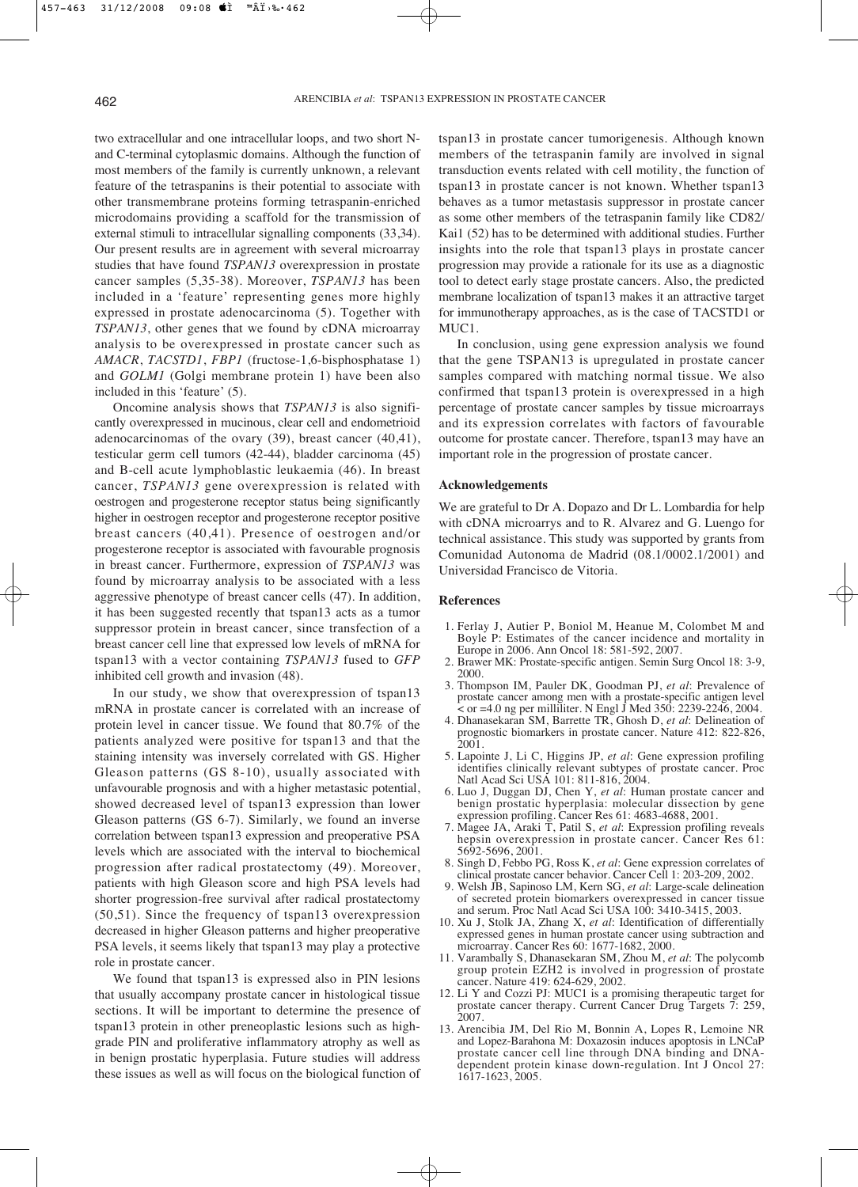two extracellular and one intracellular loops, and two short N- and C-terminal cytoplasmic domains. Although the function of most members of the family is currently unknown, a relevant feature of the tetraspanins is their potential to associate with other transmembrane proteins forming tetraspanin-enriched microdomains providing a scaffold for the transmission of external stimuli to intracellular signalling components (33,34). Our present results are in agreement with several microarray studies that have found *TSPAN13* overexpression in prostate cancer samples (5,35-38). Moreover, *TSPAN13* has been included in a 'feature' representing genes more highly expressed in prostate adenocarcinoma (5). Together with *TSPAN13*, other genes that we found by cDNA microarray analysis to be overexpressed in prostate cancer such as *AMACR*, *TACSTD1*, *FBP1* (fructose-1,6-bisphosphatase 1) and *GOLM1* (Golgi membrane protein 1) have been also included in this 'feature' (5).

Oncomine analysis shows that *TSPAN13* is also significantly overexpressed in mucinous, clear cell and endometrioid adenocarcinomas of the ovary (39), breast cancer (40,41), testicular germ cell tumors (42-44), bladder carcinoma (45) and B-cell acute lymphoblastic leukaemia (46). In breast cancer, *TSPAN13* gene overexpression is related with oestrogen and progesterone receptor status being significantly higher in oestrogen receptor and progesterone receptor positive breast cancers (40,41). Presence of oestrogen and/or progesterone receptor is associated with favourable prognosis in breast cancer. Furthermore, expression of *TSPAN13* was found by microarray analysis to be associated with a less aggressive phenotype of breast cancer cells (47). In addition, it has been suggested recently that tspan13 acts as a tumor suppressor protein in breast cancer, since transfection of a breast cancer cell line that expressed low levels of mRNA for tspan13 with a vector containing *TSPAN13* fused to *GFP* inhibited cell growth and invasion (48).

In our study, we show that overexpression of tspan13 mRNA in prostate cancer is correlated with an increase of protein level in cancer tissue. We found that 80.7% of the patients analyzed were positive for tspan13 and that the staining intensity was inversely correlated with GS. Higher Gleason patterns (GS 8-10), usually associated with unfavourable prognosis and with a higher metastasic potential, showed decreased level of tspan13 expression than lower Gleason patterns (GS 6-7). Similarly, we found an inverse correlation between tspan13 expression and preoperative PSA levels which are associated with the interval to biochemical progression after radical prostatectomy (49). Moreover, patients with high Gleason score and high PSA levels had shorter progression-free survival after radical prostatectomy (50,51). Since the frequency of tspan13 overexpression decreased in higher Gleason patterns and higher preoperative PSA levels, it seems likely that tspan13 may play a protective role in prostate cancer.

We found that tspan13 is expressed also in PIN lesions that usually accompany prostate cancer in histological tissue sections. It will be important to determine the presence of tspan13 protein in other preneoplastic lesions such as high-grade PIN and proliferative inflammatory atrophy as well as in benign prostatic hyperplasia. Future studies will address these issues as well as will focus on the biological function of tspan13 in prostate cancer tumorigenesis. Although known members of the tetraspanin family are involved in signal transduction events related with cell motility, the function of tspan13 in prostate cancer is not known. Whether tspan13 behaves as a tumor metastasis suppressor in prostate cancer as some other members of the tetraspanin family like CD82/Kai1 (52) has to be determined with additional studies. Further insights into the role that tspan13 plays in prostate cancer progression may provide a rationale for its use as a diagnostic tool to detect early stage prostate cancers. Also, the predicted membrane localization of tspan13 makes it an attractive target for immunotherapy approaches, as is the case of TACSTD1 or MUC1.

In conclusion, using gene expression analysis we found that the gene TSPAN13 is upregulated in prostate cancer samples compared with matching normal tissue. We also confirmed that tspan13 protein is overexpressed in a high percentage of prostate cancer samples by tissue microarrays and its expression correlates with factors of favourable outcome for prostate cancer. Therefore, tspan13 may have an important role in the progression of prostate cancer.

## Acknowledgements

We are grateful to Dr A. Dopazo and Dr L. Lombardia for help with cDNA microarrys and to R. Alvarez and G. Luengo for technical assistance. This study was supported by grants from Comunidad Autonoma de Madrid (08.1/0002.1/2001) and Universidad Francisco de Vitoria.

## References

1. Ferlay J, Autier P, Boniol M, Heanue M, Colombet M and Boyle P: Estimates of the cancer incidence and mortality in Europe in 2006. Ann Oncol 18: 581-592, 2007.
2. Brawer MK: Prostate-specific antigen. Semin Surg Oncol 18: 3-9, 2000.
3. Thompson IM, Pauler DK, Goodman PJ, *et al*: Prevalence of prostate cancer among men with a prostate-specific antigen level < or =4.0 ng per milliliter. N Engl J Med 350: 2239-2246, 2004.
4. Dhanasekaran SM, Barrette TR, Ghosh D, *et al*: Delineation of prognostic biomarkers in prostate cancer. Nature 412: 822-826, 2001.
5. Lapointe J, Li C, Higgins JP, *et al*: Gene expression profiling identifies clinically relevant subtypes of prostate cancer. Proc Natl Acad Sci USA 101: 811-816, 2004.
6. Luo J, Duggan DJ, Chen Y, *et al*: Human prostate cancer and benign prostatic hyperplasia: molecular dissection by gene expression profiling. Cancer Res 61: 4683-4688, 2001.
7. Magee JA, Araki T, Patil S, *et al*: Expression profiling reveals hepsin overexpression in prostate cancer. Cancer Res 61: 5692-5696, 2001.
8. Singh D, Febbo PG, Ross K, *et al*: Gene expression correlates of clinical prostate cancer behavior. Cancer Cell 1: 203-209, 2002.
9. Welsh JB, Sapinoso LM, Kern SG, *et al*: Large-scale delineation of secreted protein biomarkers overexpressed in cancer tissue and serum. Proc Natl Acad Sci USA 100: 3410-3415, 2003.
10. Xu J, Stolk JA, Zhang X, *et al*: Identification of differentially expressed genes in human prostate cancer using subtraction and microarray. Cancer Res 60: 1677-1682, 2000.
11. Varambally S, Dhanasekaran SM, Zhou M, *et al*: The polycomb group protein EZH2 is involved in progression of prostate cancer. Nature 419: 624-629, 2002.
12. Li Y and Cozzi PJ: MUC1 is a promising therapeutic target for prostate cancer therapy. Current Cancer Drug Targets 7: 259, 2007.
13. Arencibia JM, Del Rio M, Bonnin A, Lopes R, Lemoine NR and Lopez-Barahona M: Doxazosin induces apoptosis in LNCaP prostate cancer cell line through DNA binding and DNA-dependent protein kinase down-regulation. Int J Oncol 27: 1617-1623, 2005.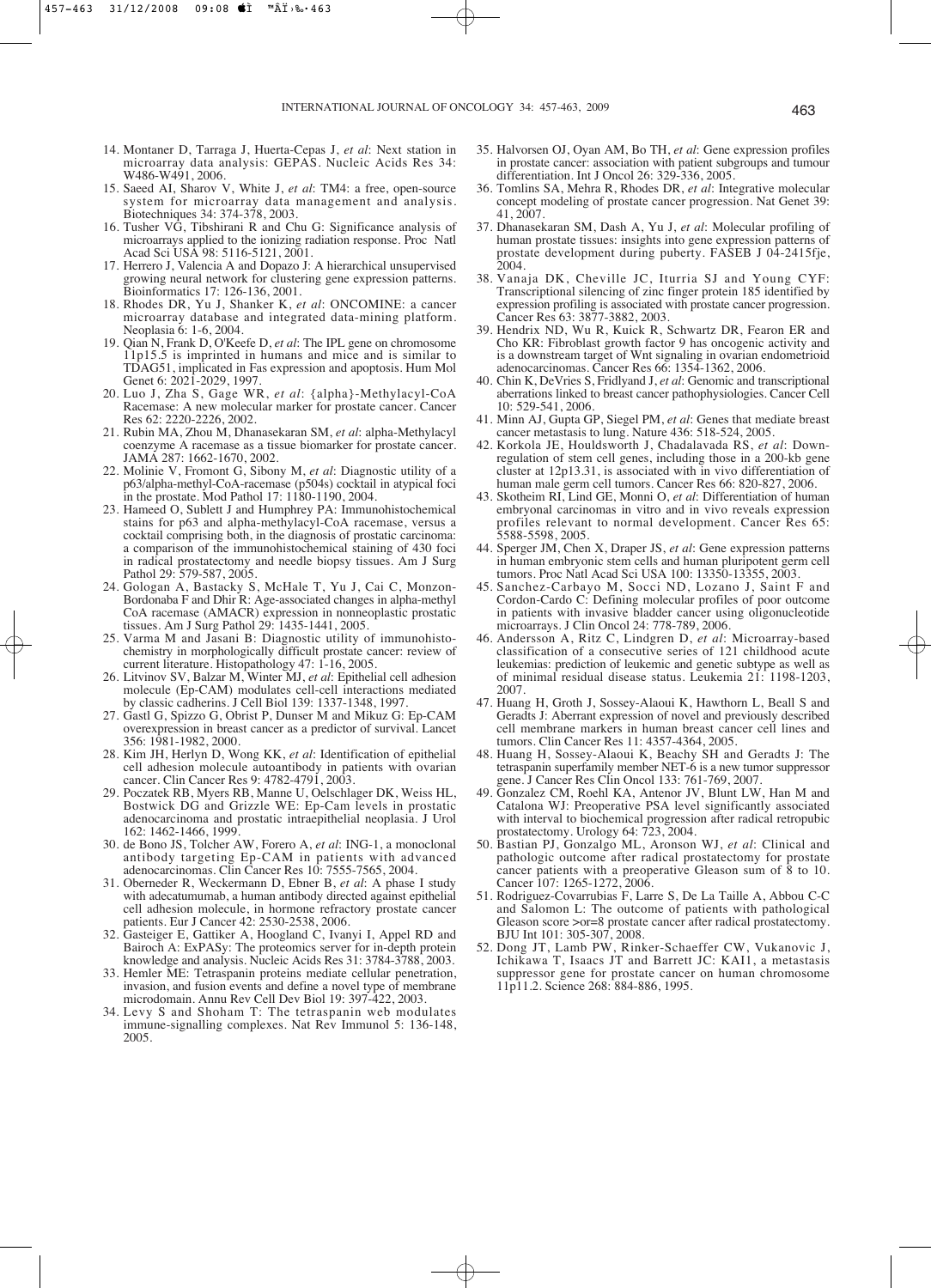14. Montaner D, Tarraga J, Huerta-Cepas J, *et al*: Next station in microarray data analysis: GEPAS. Nucleic Acids Res 34: W486-W491, 2006.
15. Saeed AI, Sharov V, White J, *et al*: TM4: a free, open-source system for microarray data management and analysis. Biotechniques 34: 374-378, 2003.
16. Tusher VG, Tibshirani R and Chu G: Significance analysis of microarrays applied to the ionizing radiation response. Proc Natl Acad Sci USA 98: 5116-5121, 2001.
17. Herrero J, Valencia A and Dopazo J: A hierarchical unsupervised growing neural network for clustering gene expression patterns. Bioinformatics 17: 126-136, 2001.
18. Rhodes DR, Yu J, Shanker K, *et al*: ONCOMINE: a cancer microarray database and integrated data-mining platform. Neoplasia 6: 1-6, 2004.
19. Qian N, Frank D, O'Keefe D, *et al*: The IPL gene on chromosome 11p15.5 is imprinted in humans and mice and is similar to TDAG51, implicated in Fas expression and apoptosis. Hum Mol Genet 6: 2021-2029, 1997.
20. Luo J, Zha S, Gage WR, *et al*: {alpha}-Methylacyl-CoA Racemase: A new molecular marker for prostate cancer. Cancer Res 62: 2220-2226, 2002.
21. Rubin MA, Zhou M, Dhanasekaran SM, *et al*: alpha-Methylacyl coenzyme A racemase as a tissue biomarker for prostate cancer. JAMA 287: 1662-1670, 2002.
22. Molinie V, Fromont G, Sibony M, *et al*: Diagnostic utility of a p63/alpha-methyl-CoA-racemase (p504s) cocktail in atypical foci in the prostate. Mod Pathol 17: 1180-1190, 2004.
23. Hameed O, Sublett J and Humphrey PA: Immunohistochemical stains for p63 and alpha-methylacyl-CoA racemase, versus a cocktail comprising both, in the diagnosis of prostatic carcinoma: a comparison of the immunohistochemical staining of 430 foci in radical prostatectomy and needle biopsy tissues. Am J Surg Pathol 29: 579-587, 2005.
24. Gologan A, Bastacky S, McHale T, Yu J, Cai C, Monzon-Bordonaba F and Dhir R: Age-associated changes in alpha-methyl CoA racemase (AMACR) expression in nonneoplastic prostatic tissues. Am J Surg Pathol 29: 1435-1441, 2005.
25. Varma M and Jasani B: Diagnostic utility of immunohistochemistry in morphologically difficult prostate cancer: review of current literature. Histopathology 47: 1-16, 2005.
26. Litvinov SV, Balzar M, Winter MJ, *et al*: Epithelial cell adhesion molecule (Ep-CAM) modulates cell-cell interactions mediated by classic cadherins. J Cell Biol 139: 1337-1348, 1997.
27. Gastl G, Spizzo G, Obrist P, Dunser M and Mikuz G: Ep-CAM overexpression in breast cancer as a predictor of survival. Lancet 356: 1981-1982, 2000.
28. Kim JH, Herlyn D, Wong KK, *et al*: Identification of epithelial cell adhesion molecule autoantibody in patients with ovarian cancer. Clin Cancer Res 9: 4782-4791, 2003.
29. Poczatek RB, Myers RB, Manne U, Oelschlager DK, Weiss HL, Bostwick DG and Grizzle WE: Ep-Cam levels in prostatic adenocarcinoma and prostatic intraepithelial neoplasia. J Urol 162: 1462-1466, 1999.
30. de Bono JS, Tolcher AW, Forero A, *et al*: ING-1, a monoclonal antibody targeting Ep-CAM in patients with advanced adenocarcinomas. Clin Cancer Res 10: 7555-7565, 2004.
31. Oberneder R, Weckermann D, Ebner B, *et al*: A phase I study with adecatumumab, a human antibody directed against epithelial cell adhesion molecule, in hormone refractory prostate cancer patients. Eur J Cancer 42: 2530-2538, 2006.
32. Gasteiger E, Gattiker A, Hoogland C, Ivanyi I, Appel RD and Bairoch A: ExPASy: The proteomics server for in-depth protein knowledge and analysis. Nucleic Acids Res 31: 3784-3788, 2003.
33. Hemler ME: Tetraspanin proteins mediate cellular penetration, invasion, and fusion events and define a novel type of membrane microdomain. Annu Rev Cell Dev Biol 19: 397-422, 2003.
34. Levy S and Shoham T: The tetraspanin web modulates immune-signalling complexes. Nat Rev Immunol 5: 136-148, 2005.
35. Halvorsen OJ, Oyan AM, Bo TH, *et al*: Gene expression profiles in prostate cancer: association with patient subgroups and tumour differentiation. Int J Oncol 26: 329-336, 2005.
36. Tomlins SA, Mehra R, Rhodes DR, *et al*: Integrative molecular concept modeling of prostate cancer progression. Nat Genet 39: 41, 2007.
37. Dhanasekaran SM, Dash A, Yu J, *et al*: Molecular profiling of human prostate tissues: insights into gene expression patterns of prostate development during puberty. FASEB J 04-2415fje, 2004.
38. Vanaja DK, Cheville JC, Iturria SJ and Young CYF: Transcriptional silencing of zinc finger protein 185 identified by expression profiling is associated with prostate cancer progression. Cancer Res 63: 3877-3882, 2003.
39. Hendrix ND, Wu R, Kuick R, Schwartz DR, Fearon ER and Cho KR: Fibroblast growth factor 9 has oncogenic activity and is a downstream target of Wnt signaling in ovarian endometrioid adenocarcinomas. Cancer Res 66: 1354-1362, 2006.
40. Chin K, DeVries S, Fridlyand J, *et al*: Genomic and transcriptional aberrations linked to breast cancer pathophysiologies. Cancer Cell 10: 529-541, 2006.
41. Minn AJ, Gupta GP, Siegel PM, *et al*: Genes that mediate breast cancer metastasis to lung. Nature 436: 518-524, 2005.
42. Korkola JE, Houldsworth J, Chadalavada RS, *et al*: Down-regulation of stem cell genes, including those in a 200-kb gene cluster at 12p13.31, is associated with in vivo differentiation of human male germ cell tumors. Cancer Res 66: 820-827, 2006.
43. Skotheim RI, Lind GE, Monni O, *et al*: Differentiation of human embryonal carcinomas in vitro and in vivo reveals expression profiles relevant to normal development. Cancer Res 65: 5588-5598, 2005.
44. Sperger JM, Chen X, Draper JS, *et al*: Gene expression patterns in human embryonic stem cells and human pluripotent germ cell tumors. Proc Natl Acad Sci USA 100: 13350-13355, 2003.
45. Sanchez-Carbayo M, Socci ND, Lozano J, Saint F and Cordon-Cardo C: Defining molecular profiles of poor outcome in patients with invasive bladder cancer using oligonucleotide microarrays. J Clin Oncol 24: 778-789, 2006.
46. Andersson A, Ritz C, Lindgren D, *et al*: Microarray-based classification of a consecutive series of 121 childhood acute leukemias: prediction of leukemic and genetic subtype as well as of minimal residual disease status. Leukemia 21: 1198-1203, 2007.
47. Huang H, Groth J, Sossey-Alaoui K, Hawthorn L, Beall S and Geradts J: Aberrant expression of novel and previously described cell membrane markers in human breast cancer cell lines and tumors. Clin Cancer Res 11: 4357-4364, 2005.
48. Huang H, Sossey-Alaoui K, Beachy SH and Geradts J: The tetraspanin superfamily member NET-6 is a new tumor suppressor gene. J Cancer Res Clin Oncol 133: 761-769, 2007.
49. Gonzalez CM, Roehl KA, Antenor JV, Blunt LW, Han M and Catalona WJ: Preoperative PSA level significantly associated with interval to biochemical progression after radical retropubic prostatectomy. Urology 64: 723, 2004.
50. Bastian PJ, Gonzalgo ML, Aronson WJ, *et al*: Clinical and pathologic outcome after radical prostatectomy for prostate cancer patients with a preoperative Gleason sum of 8 to 10. Cancer 107: 1265-1272, 2006.
51. Rodriguez-Covarrubias F, Larre S, De La Taille A, Abbou C-C and Salomon L: The outcome of patients with pathological Gleason score >or=8 prostate cancer after radical prostatectomy. BJU Int 101: 305-307, 2008.
52. Dong JT, Lamb PW, Rinker-Schaeffer CW, Vukanovic J, Ichikawa T, Isaacs JT and Barrett JC: KAI1, a metastasis suppressor gene for prostate cancer on human chromosome 11p11.2. Science 268: 884-886, 1995.